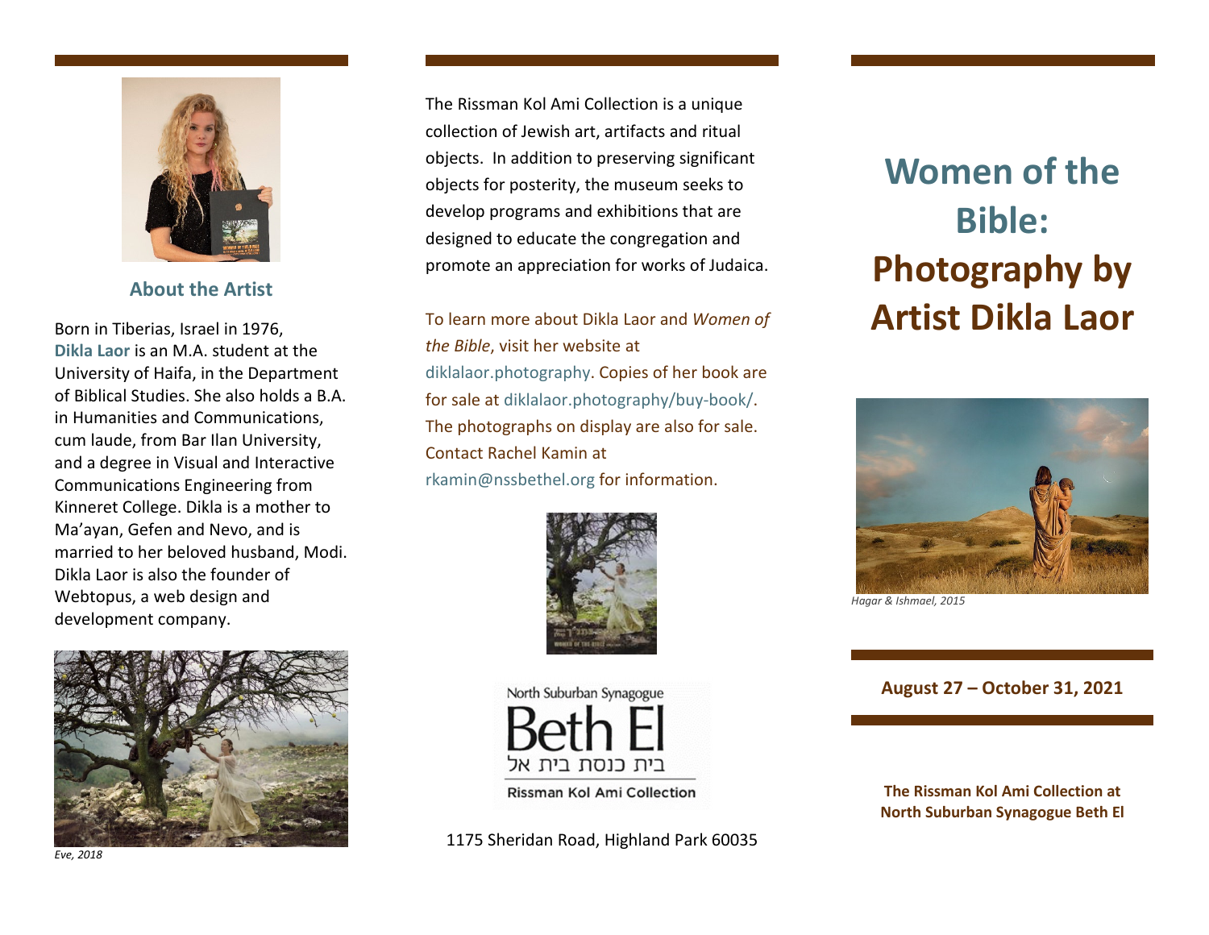## About the Artist

Born in Tiberias, Israel in 1976, **Dikla Laor** is an M.A. student at the University of Haifa, in the Department of Biblical Studies. She also holds a B.A. in Humanities and Communications, cum laude, from Bar Ilan University, and a degree in Visual and Interactive Communications Engineering from Kinneret College. Dikla is a mother to Ma'ayan, Gefen and Nevo, and is married to her beloved husband, Modi. Dikla Laor is also the founder of Webtopus, a web design and development company.

*Eve, 2018*

The Rissman Kol Ami Collection is a unique collection of Jewish art, artifacts and ritual objects. In addition to preserving significant objects for posterity, the museum seeks to develop programs and exhibitions that are designed to educate the congregation and promote an appreciation for works of Judaica.

To learn more about Dikla Laor and *Women of the Bible*, visit her website at diklalaor.photography. Copies of her book are for sale at diklalaor.photography/buy-book/. The photographs on display are also for sale. Contact Rachel Kamin at rkamin@nssbethel.org for information.

North Suburban Synagogue
Beth El
בית כנסת בית אל
Rissman Kol Ami Collection

1175 Sheridan Road, Highland Park 60035

# Women of the Bible: Photography by Artist Dikla Laor

*Hagar & Ishmael, 2015*

**August 27 – October 31, 2021**

**The Rissman Kol Ami Collection at North Suburban Synagogue Beth El**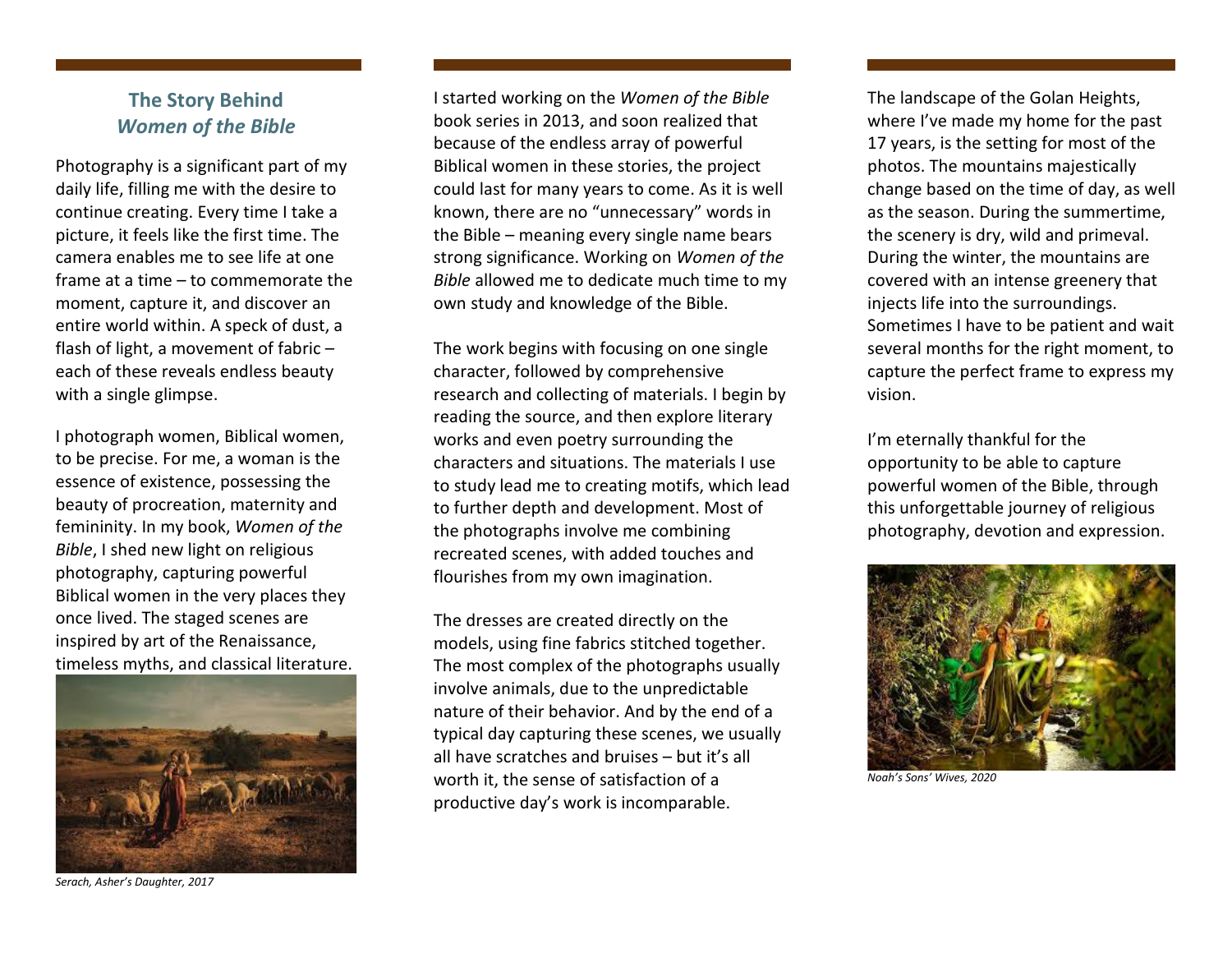## The Story Behind *Women of the Bible*

Photography is a significant part of my daily life, filling me with the desire to continue creating. Every time I take a picture, it feels like the first time. The camera enables me to see life at one frame at a time – to commemorate the moment, capture it, and discover an entire world within. A speck of dust, a flash of light, a movement of fabric – each of these reveals endless beauty with a single glimpse.

I photograph women, Biblical women, to be precise. For me, a woman is the essence of existence, possessing the beauty of procreation, maternity and femininity. In my book, *Women of the Bible*, I shed new light on religious photography, capturing powerful Biblical women in the very places they once lived. The staged scenes are inspired by art of the Renaissance, timeless myths, and classical literature.

*Serach, Asher's Daughter, 2017*

I started working on the *Women of the Bible* book series in 2013, and soon realized that because of the endless array of powerful Biblical women in these stories, the project could last for many years to come. As it is well known, there are no "unnecessary" words in the Bible – meaning every single name bears strong significance. Working on *Women of the Bible* allowed me to dedicate much time to my own study and knowledge of the Bible.

The work begins with focusing on one single character, followed by comprehensive research and collecting of materials. I begin by reading the source, and then explore literary works and even poetry surrounding the characters and situations. The materials I use to study lead me to creating motifs, which lead to further depth and development. Most of the photographs involve me combining recreated scenes, with added touches and flourishes from my own imagination.

The dresses are created directly on the models, using fine fabrics stitched together. The most complex of the photographs usually involve animals, due to the unpredictable nature of their behavior. And by the end of a typical day capturing these scenes, we usually all have scratches and bruises – but it's all worth it, the sense of satisfaction of a productive day's work is incomparable.

The landscape of the Golan Heights, where I've made my home for the past 17 years, is the setting for most of the photos. The mountains majestically change based on the time of day, as well as the season. During the summertime, the scenery is dry, wild and primeval. During the winter, the mountains are covered with an intense greenery that injects life into the surroundings. Sometimes I have to be patient and wait several months for the right moment, to capture the perfect frame to express my vision.

I'm eternally thankful for the opportunity to be able to capture powerful women of the Bible, through this unforgettable journey of religious photography, devotion and expression.

*Noah's Sons' Wives, 2020*